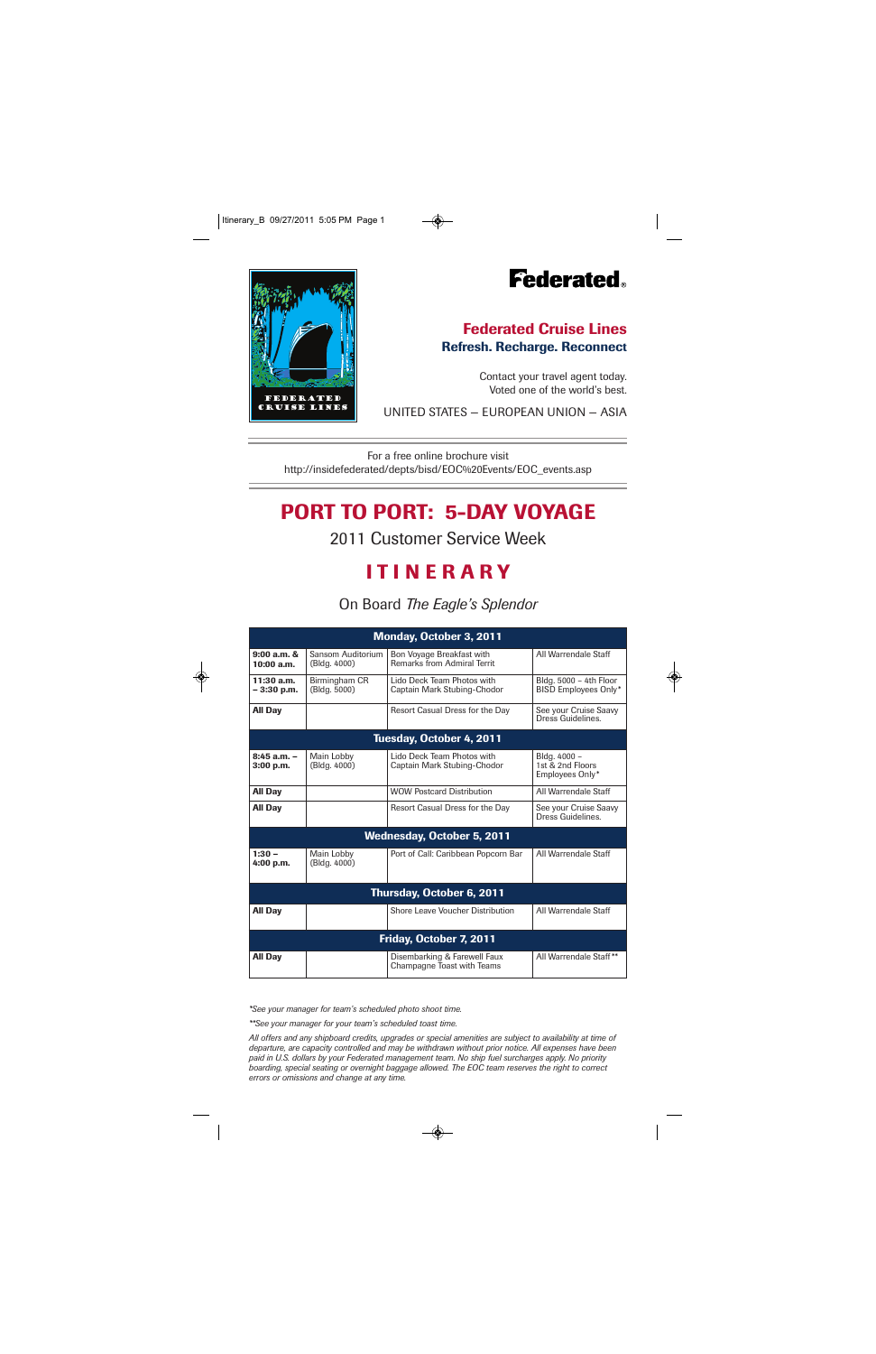FEDERATED CRUISE LINES

**Federated**®

## Federated Cruise Lines

**Refresh. Recharge. Reconnect**

Contact your travel agent today.
Voted one of the world's best.

UNITED STATES – EUROPEAN UNION – ASIA

For a free online brochure visit
http://insidefederated/depts/bisd/EOC%20Events/EOC_events.asp

# PORT TO PORT: 5-DAY VOYAGE

2011 Customer Service Week

## ITINERARY

On Board *The Eagle's Splendor*

| | | | |
|---|---|---|---|
| **Monday, October 3, 2011** | | | |
| **9:00 a.m. & 10:00 a.m.** | Sansom Auditorium (Bldg. 4000) | Bon Voyage Breakfast with Remarks from Admiral Territ | All Warrendale Staff |
| **11:30 a.m. – 3:30 p.m.** | Birmingham CR (Bldg. 5000) | Lido Deck Team Photos with Captain Mark Stubing-Chodor | Bldg. 5000 – 4th Floor BISD Employees Only* |
| **All Day** | | Resort Casual Dress for the Day | See your Cruise Saavy Dress Guidelines. |
| **Tuesday, October 4, 2011** | | | |
| **8:45 a.m. – 3:00 p.m.** | Main Lobby (Bldg. 4000) | Lido Deck Team Photos with Captain Mark Stubing-Chodor | Bldg. 4000 – 1st & 2nd Floors Employees Only* |
| **All Day** | | WOW Postcard Distribution | All Warrendale Staff |
| **All Day** | | Resort Casual Dress for the Day | See your Cruise Saavy Dress Guidelines. |
| **Wednesday, October 5, 2011** | | | |
| **1:30 – 4:00 p.m.** | Main Lobby (Bldg. 4000) | Port of Call: Caribbean Popcorn Bar | All Warrendale Staff |
| **Thursday, October 6, 2011** | | | |
| **All Day** | | Shore Leave Voucher Distribution | All Warrendale Staff |
| **Friday, October 7, 2011** | | | |
| **All Day** | | Disembarking & Farewell Faux Champagne Toast with Teams | All Warrendale Staff** |

*\*See your manager for team's scheduled photo shoot time.*

*\*\*See your manager for your team's scheduled toast time.*

*All offers and any shipboard credits, upgrades or special amenities are subject to availability at time of departure, are capacity controlled and may be withdrawn without prior notice. All expenses have been paid in U.S. dollars by your Federated management team. No ship fuel surcharges apply. No priority boarding, special seating or overnight baggage allowed. The EOC team reserves the right to correct errors or omissions and change at any time.*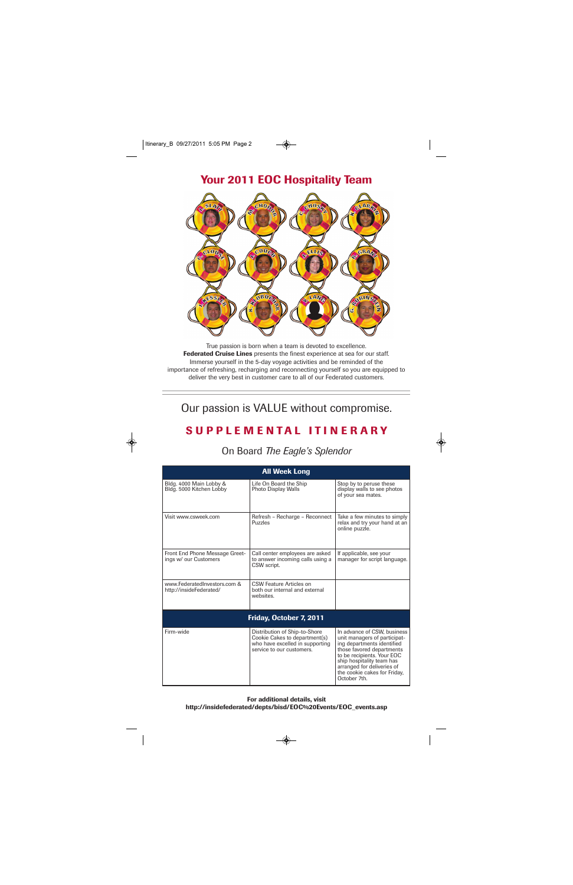# Your 2011 EOC Hospitality Team

True passion is born when a team is devoted to excellence.
**Federated Cruise Lines** presents the finest experience at sea for our staff.
Immerse yourself in the 5-day voyage activities and be reminded of the importance of refreshing, recharging and reconnecting yourself so you are equipped to deliver the very best in customer care to all of our Federated customers.

---

Our passion is VALUE without compromise.

## SUPPLEMENTAL ITINERARY

On Board *The Eagle's Splendor*

| All Week Long | | |
|---|---|---|
| Bldg. 4000 Main Lobby & Bldg. 5000 Kitchen Lobby | Life On Board the Ship Photo Display Walls | Stop by to peruse these display walls to see photos of your sea mates. |
| Visit www.csweek.com | Refresh – Recharge – Reconnect Puzzles | Take a few minutes to simply relax and try your hand at an online puzzle. |
| Front End Phone Message Greetings w/ our Customers | Call center employees are asked to answer incoming calls using a CSW script. | If applicable, see your manager for script language. |
| www.FederatedInvestors.com & http://insideFederated/ | CSW Feature Articles on both our internal and external websites. | |
| **Friday, October 7, 2011** | | |
| Firm-wide | Distribution of Ship-to-Shore Cookie Cakes to department(s) who have excelled in supporting service to our customers. | In advance of CSW, business unit managers of participating departments identified those favored departments to be recipients. Your EOC ship hospitality team has arranged for deliveries of the cookie cakes for Friday, October 7th. |

**For additional details, visit**
**http://insidefederated/depts/bisd/EOC%20Events/EOC_events.asp**